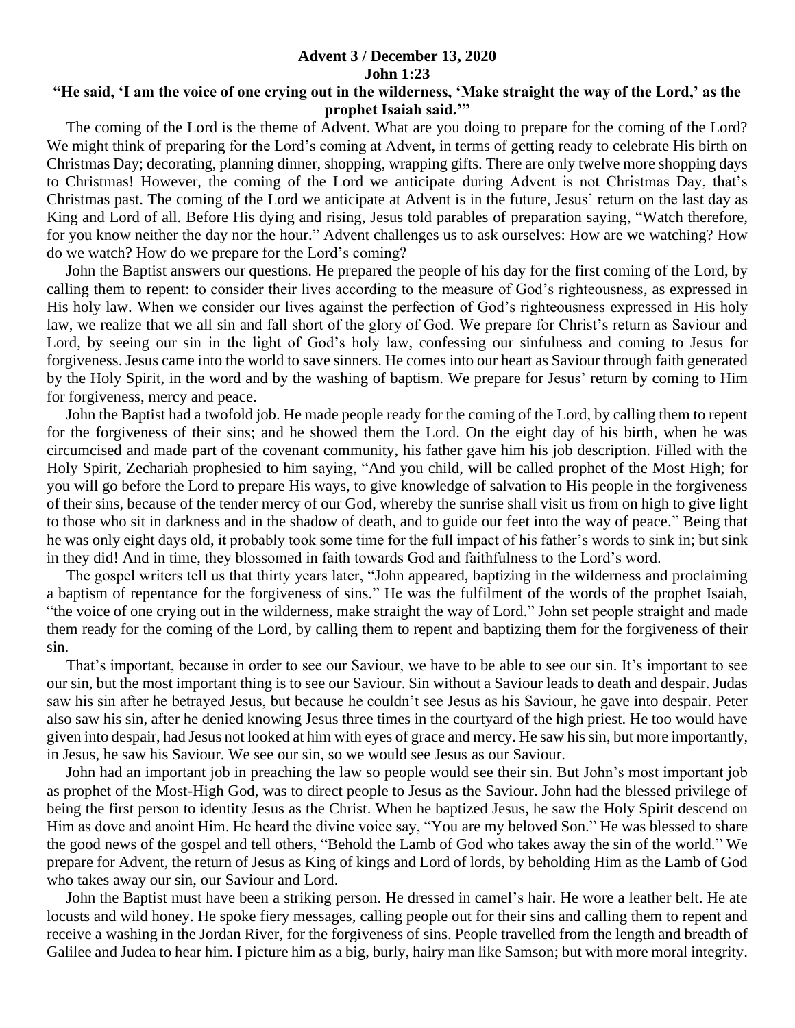**Advent 3 / December 13, 2020**
**John 1:23**
**"He said, 'I am the voice of one crying out in the wilderness, 'Make straight the way of the Lord,' as the prophet Isaiah said.'"**

The coming of the Lord is the theme of Advent. What are you doing to prepare for the coming of the Lord? We might think of preparing for the Lord's coming at Advent, in terms of getting ready to celebrate His birth on Christmas Day; decorating, planning dinner, shopping, wrapping gifts. There are only twelve more shopping days to Christmas! However, the coming of the Lord we anticipate during Advent is not Christmas Day, that's Christmas past. The coming of the Lord we anticipate at Advent is in the future, Jesus' return on the last day as King and Lord of all. Before His dying and rising, Jesus told parables of preparation saying, "Watch therefore, for you know neither the day nor the hour." Advent challenges us to ask ourselves: How are we watching? How do we watch? How do we prepare for the Lord's coming?

John the Baptist answers our questions. He prepared the people of his day for the first coming of the Lord, by calling them to repent: to consider their lives according to the measure of God's righteousness, as expressed in His holy law. When we consider our lives against the perfection of God's righteousness expressed in His holy law, we realize that we all sin and fall short of the glory of God. We prepare for Christ's return as Saviour and Lord, by seeing our sin in the light of God's holy law, confessing our sinfulness and coming to Jesus for forgiveness. Jesus came into the world to save sinners. He comes into our heart as Saviour through faith generated by the Holy Spirit, in the word and by the washing of baptism. We prepare for Jesus' return by coming to Him for forgiveness, mercy and peace.

John the Baptist had a twofold job. He made people ready for the coming of the Lord, by calling them to repent for the forgiveness of their sins; and he showed them the Lord. On the eight day of his birth, when he was circumcised and made part of the covenant community, his father gave him his job description. Filled with the Holy Spirit, Zechariah prophesied to him saying, "And you child, will be called prophet of the Most High; for you will go before the Lord to prepare His ways, to give knowledge of salvation to His people in the forgiveness of their sins, because of the tender mercy of our God, whereby the sunrise shall visit us from on high to give light to those who sit in darkness and in the shadow of death, and to guide our feet into the way of peace." Being that he was only eight days old, it probably took some time for the full impact of his father's words to sink in; but sink in they did! And in time, they blossomed in faith towards God and faithfulness to the Lord's word.

The gospel writers tell us that thirty years later, "John appeared, baptizing in the wilderness and proclaiming a baptism of repentance for the forgiveness of sins." He was the fulfilment of the words of the prophet Isaiah, "the voice of one crying out in the wilderness, make straight the way of Lord." John set people straight and made them ready for the coming of the Lord, by calling them to repent and baptizing them for the forgiveness of their sin.

That's important, because in order to see our Saviour, we have to be able to see our sin. It's important to see our sin, but the most important thing is to see our Saviour. Sin without a Saviour leads to death and despair. Judas saw his sin after he betrayed Jesus, but because he couldn't see Jesus as his Saviour, he gave into despair. Peter also saw his sin, after he denied knowing Jesus three times in the courtyard of the high priest. He too would have given into despair, had Jesus not looked at him with eyes of grace and mercy. He saw his sin, but more importantly, in Jesus, he saw his Saviour. We see our sin, so we would see Jesus as our Saviour.

John had an important job in preaching the law so people would see their sin. But John's most important job as prophet of the Most-High God, was to direct people to Jesus as the Saviour. John had the blessed privilege of being the first person to identity Jesus as the Christ. When he baptized Jesus, he saw the Holy Spirit descend on Him as dove and anoint Him. He heard the divine voice say, "You are my beloved Son." He was blessed to share the good news of the gospel and tell others, "Behold the Lamb of God who takes away the sin of the world." We prepare for Advent, the return of Jesus as King of kings and Lord of lords, by beholding Him as the Lamb of God who takes away our sin, our Saviour and Lord.

John the Baptist must have been a striking person. He dressed in camel's hair. He wore a leather belt. He ate locusts and wild honey. He spoke fiery messages, calling people out for their sins and calling them to repent and receive a washing in the Jordan River, for the forgiveness of sins. People travelled from the length and breadth of Galilee and Judea to hear him. I picture him as a big, burly, hairy man like Samson; but with more moral integrity.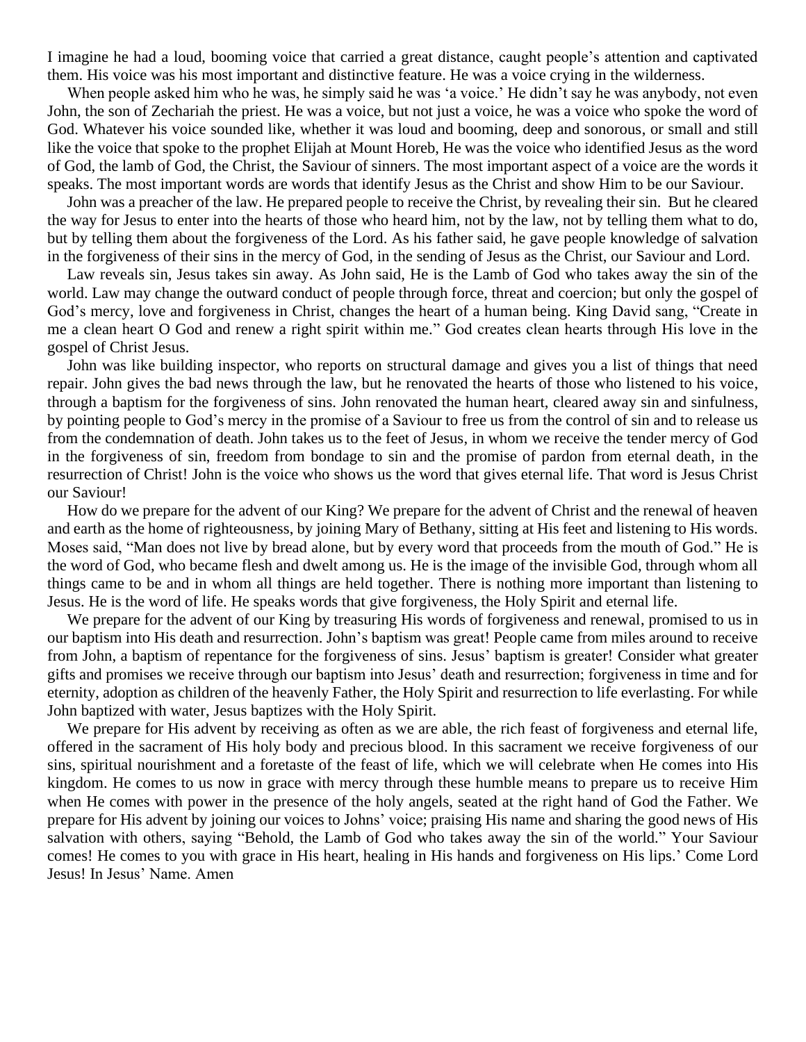I imagine he had a loud, booming voice that carried a great distance, caught people's attention and captivated them. His voice was his most important and distinctive feature. He was a voice crying in the wilderness.

When people asked him who he was, he simply said he was 'a voice.' He didn't say he was anybody, not even John, the son of Zechariah the priest. He was a voice, but not just a voice, he was a voice who spoke the word of God. Whatever his voice sounded like, whether it was loud and booming, deep and sonorous, or small and still like the voice that spoke to the prophet Elijah at Mount Horeb, He was the voice who identified Jesus as the word of God, the lamb of God, the Christ, the Saviour of sinners. The most important aspect of a voice are the words it speaks. The most important words are words that identify Jesus as the Christ and show Him to be our Saviour.

John was a preacher of the law. He prepared people to receive the Christ, by revealing their sin. But he cleared the way for Jesus to enter into the hearts of those who heard him, not by the law, not by telling them what to do, but by telling them about the forgiveness of the Lord. As his father said, he gave people knowledge of salvation in the forgiveness of their sins in the mercy of God, in the sending of Jesus as the Christ, our Saviour and Lord.

Law reveals sin, Jesus takes sin away. As John said, He is the Lamb of God who takes away the sin of the world. Law may change the outward conduct of people through force, threat and coercion; but only the gospel of God's mercy, love and forgiveness in Christ, changes the heart of a human being. King David sang, "Create in me a clean heart O God and renew a right spirit within me." God creates clean hearts through His love in the gospel of Christ Jesus.

John was like building inspector, who reports on structural damage and gives you a list of things that need repair. John gives the bad news through the law, but he renovated the hearts of those who listened to his voice, through a baptism for the forgiveness of sins. John renovated the human heart, cleared away sin and sinfulness, by pointing people to God's mercy in the promise of a Saviour to free us from the control of sin and to release us from the condemnation of death. John takes us to the feet of Jesus, in whom we receive the tender mercy of God in the forgiveness of sin, freedom from bondage to sin and the promise of pardon from eternal death, in the resurrection of Christ! John is the voice who shows us the word that gives eternal life. That word is Jesus Christ our Saviour!

How do we prepare for the advent of our King? We prepare for the advent of Christ and the renewal of heaven and earth as the home of righteousness, by joining Mary of Bethany, sitting at His feet and listening to His words. Moses said, "Man does not live by bread alone, but by every word that proceeds from the mouth of God." He is the word of God, who became flesh and dwelt among us. He is the image of the invisible God, through whom all things came to be and in whom all things are held together. There is nothing more important than listening to Jesus. He is the word of life. He speaks words that give forgiveness, the Holy Spirit and eternal life.

We prepare for the advent of our King by treasuring His words of forgiveness and renewal, promised to us in our baptism into His death and resurrection. John's baptism was great! People came from miles around to receive from John, a baptism of repentance for the forgiveness of sins. Jesus' baptism is greater! Consider what greater gifts and promises we receive through our baptism into Jesus' death and resurrection; forgiveness in time and for eternity, adoption as children of the heavenly Father, the Holy Spirit and resurrection to life everlasting. For while John baptized with water, Jesus baptizes with the Holy Spirit.

We prepare for His advent by receiving as often as we are able, the rich feast of forgiveness and eternal life, offered in the sacrament of His holy body and precious blood. In this sacrament we receive forgiveness of our sins, spiritual nourishment and a foretaste of the feast of life, which we will celebrate when He comes into His kingdom. He comes to us now in grace with mercy through these humble means to prepare us to receive Him when He comes with power in the presence of the holy angels, seated at the right hand of God the Father. We prepare for His advent by joining our voices to Johns' voice; praising His name and sharing the good news of His salvation with others, saying "Behold, the Lamb of God who takes away the sin of the world." Your Saviour comes! He comes to you with grace in His heart, healing in His hands and forgiveness on His lips.' Come Lord Jesus! In Jesus' Name. Amen